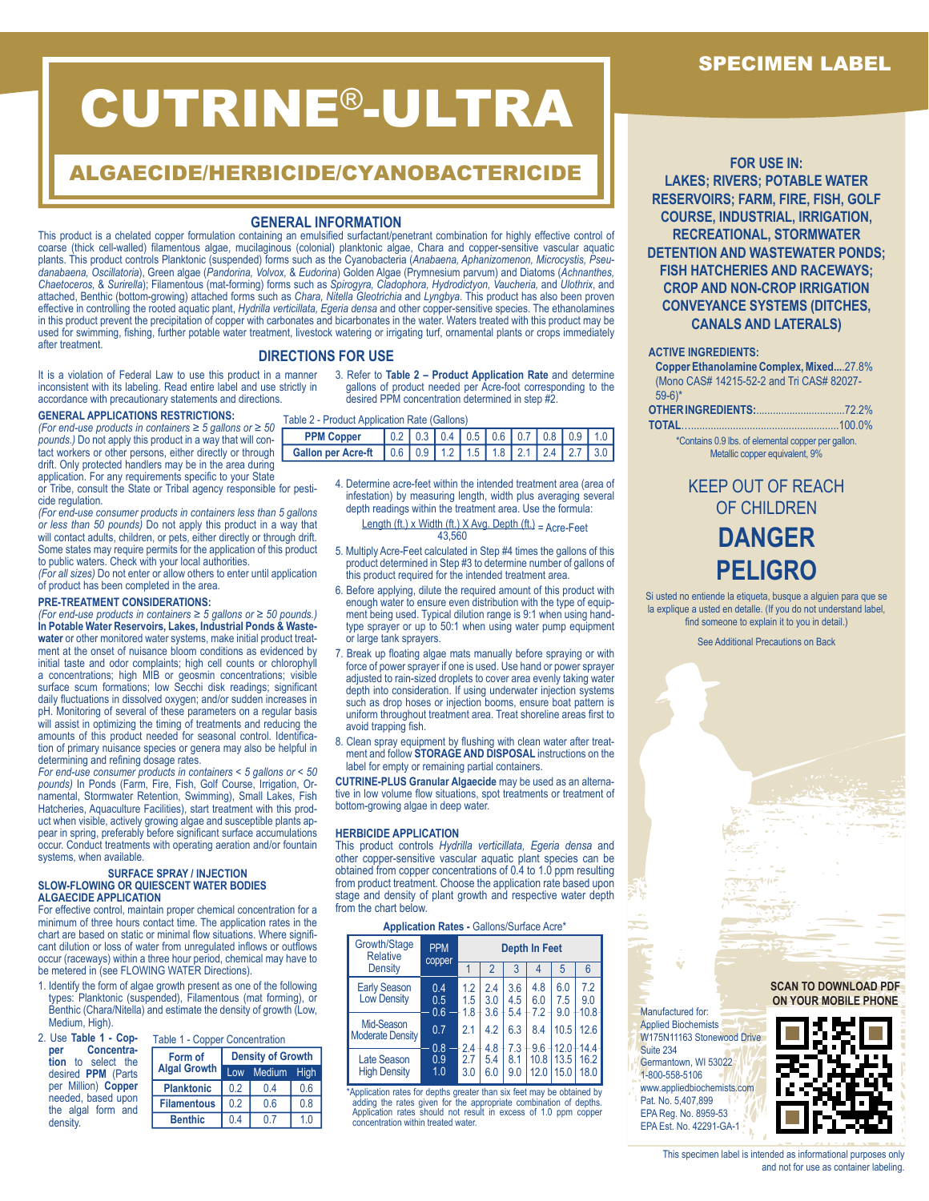# CUTRINE®-ULTRA

## ALGAECIDE/HERBICIDE/CYANOBACTERICIDE

SPECIMEN LABEL

### GENERAL INFORMATION

This product is a chelated copper formulation containing an emulsified surfactant/penetrant combination for highly effective control of coarse (thick cell-walled) filamentous algae, mucilaginous (colonial) planktonic algae, Chara and copper-sensitive vascular aquatic plants. This product controls Planktonic (suspended) forms such as the Cyanobacteria (*Anabaena, Aphanizomenon, Microcystis, Pseudanabaena, Oscillatoria*), Green algae (*Pandorina, Volvox,* & *Eudorina*) Golden Algae (Prymnesium parvum) and Diatoms (*Achnanthes, Chaetoceros,* & *Surirella*); Filamentous (mat-forming) forms such as *Spirogyra, Cladophora, Hydrodictyon, Vaucheria,* and *Ulothrix*, and attached, Benthic (bottom-growing) attached forms such as *Chara, Nitella Gleotrichia* and *Lyngbya*. This product has also been proven effective in controlling the rooted aquatic plant, *Hydrilla verticillata, Egeria densa* and other copper-sensitive species. The ethanolamines in this product prevent the precipitation of copper with carbonates and bicarbonates in the water. Waters treated with this product may be used for swimming, fishing, further potable water treatment, livestock watering or irrigating turf, ornamental plants or crops immediately after treatment.

### DIRECTIONS FOR USE

It is a violation of Federal Law to use this product in a manner inconsistent with its labeling. Read entire label and use strictly in accordance with precautionary statements and directions.

**GENERAL APPLICATIONS RESTRICTIONS:**
*(For end-use products in containers ≥ 5 gallons or ≥ 50 pounds.)* Do not apply this product in a way that will contact workers or other persons, either directly or through drift. Only protected handlers may be in the area during application. For any requirements specific to your State or Tribe, consult the State or Tribal agency responsible for pesticide regulation.
*(For end-use consumer products in containers less than 5 gallons or less than 50 pounds)* Do not apply this product in a way that will contact adults, children, or pets, either directly or through drift. Some states may require permits for the application of this product to public waters. Check with your local authorities.
*(For all sizes)* Do not enter or allow others to enter until application of product has been completed in the area.

**PRE-TREATMENT CONSIDERATIONS:**
*(For end-use products in containers ≥ 5 gallons or ≥ 50 pounds.)* **In Potable Water Reservoirs, Lakes, Industrial Ponds & Wastewater** or other monitored water systems, make initial product treatment at the onset of nuisance bloom conditions as evidenced by initial taste and odor complaints; high cell counts or chlorophyll a concentrations; high MIB or geosmin concentrations; visible surface scum formations; low Secchi disk readings; significant daily fluctuations in dissolved oxygen; and/or sudden increases in pH. Monitoring of several of these parameters on a regular basis will assist in optimizing the timing of treatments and reducing the amounts of this product needed for seasonal control. Identification of primary nuisance species or genera may also be helpful in determining and refining dosage rates.
*For end-use consumer products in containers < 5 gallons or < 50 pounds)* In Ponds (Farm, Fire, Fish, Golf Course, Irrigation, Ornamental, Stormwater Retention, Swimming), Small Lakes, Fish Hatcheries, Aquaculture Facilities), start treatment with this product when visible, actively growing algae and susceptible plants appear in spring, preferably before significant surface accumulations occur. Conduct treatments with operating aeration and/or fountain systems, when available.

**SURFACE SPRAY / INJECTION**
**SLOW-FLOWING OR QUIESCENT WATER BODIES**
**ALGAECIDE APPLICATION**

For effective control, maintain proper chemical concentration for a minimum of three hours contact time. The application rates in the chart are based on static or minimal flow situations. Where significant dilution or loss of water from unregulated inflows or outflows occur (raceways) within a three hour period, chemical may have to be metered in (see FLOWING WATER Directions).

1. Identify the form of algae growth present as one of the following types: Planktonic (suspended), Filamentous (mat forming), or Benthic (Chara/Nitella) and estimate the density of growth (Low, Medium, High).
2. Use **Table 1 - Copper Concentration** to select the desired **PPM** (Parts per Million) **Copper** needed, based upon the algal form and density.

Table 1 - Copper Concentration

| Form of Algal Growth | Density of Growth | | |
|---|---|---|---|
| | Low | Medium | High |
| **Planktonic** | 0.2 | 0.4 | 0.6 |
| **Filamentous** | 0.2 | 0.6 | 0.8 |
| **Benthic** | 0.4 | 0.7 | 1.0 |

3. Refer to **Table 2 – Product Application Rate** and determine gallons of product needed per Acre-foot corresponding to the desired PPM concentration determined in step #2.

Table 2 - Product Application Rate (Gallons)

| **PPM Copper** | 0.2 | 0.3 | 0.4 | 0.5 | 0.6 | 0.7 | 0.8 | 0.9 | 1.0 |
|---|---|---|---|---|---|---|---|---|---|
| **Gallon per Acre-ft** | 0.6 | 0.9 | 1.2 | 1.5 | 1.8 | 2.1 | 2.4 | 2.7 | 3.0 |

4. Determine acre-feet within the intended treatment area (area of infestation) by measuring length, width plus averaging several depth readings within the treatment area. Use the formula:

$$\frac{\text{Length (ft.) x Width (ft.) X Avg. Depth (ft.)}}{43{,}560} = \text{Acre-Feet}$$

5. Multiply Acre-Feet calculated in Step #4 times the gallons of this product determined in Step #3 to determine number of gallons of this product required for the intended treatment area.
6. Before applying, dilute the required amount of this product with enough water to ensure even distribution with the type of equipment being used. Typical dilution range is 9:1 when using hand-type sprayer or up to 50:1 when using water pump equipment or large tank sprayers.
7. Break up floating algae mats manually before spraying or with force of power sprayer if one is used. Use hand or power sprayer adjusted to rain-sized droplets to cover area evenly taking water depth into consideration. If using underwater injection systems such as drop hoses or injection booms, ensure boat pattern is uniform throughout treatment area. Treat shoreline areas first to avoid trapping fish.
8. Clean spray equipment by flushing with clean water after treatment and follow **STORAGE AND DISPOSAL** instructions on the label for empty or remaining partial containers.

**CUTRINE-PLUS Granular Algaecide** may be used as an alternative in low volume flow situations, spot treatments or treatment of bottom-growing algae in deep water.

**HERBICIDE APPLICATION**

This product controls *Hydrilla verticillata, Egeria densa* and other copper-sensitive vascular aquatic plant species can be obtained from copper concentrations of 0.4 to 1.0 ppm resulting from product treatment. Choose the application rate based upon stage and density of plant growth and respective water depth from the chart below.

**Application Rates** - Gallons/Surface Acre*

| Growth/Stage Relative Density | PPM copper | Depth In Feet | | | | | |
|---|---|---|---|---|---|---|---|
| | | 1 | 2 | 3 | 4 | 5 | 6 |
| Early Season Low Density | 0.4 | 1.2 | 2.4 | 3.6 | 4.8 | 6.0 | 7.2 |
| | 0.5 | 1.5 | 3.0 | 4.5 | 6.0 | 7.5 | 9.0 |
| | 0.6 | 1.8 | 3.6 | 5.4 | 7.2 | 9.0 | 10.8 |
| Mid-Season Moderate Density | 0.7 | 2.1 | 4.2 | 6.3 | 8.4 | 10.5 | 12.6 |
| Late Season High Density | 0.8 | 2.4 | 4.8 | 7.3 | 9.6 | 12.0 | 14.4 |
| | 0.9 | 2.7 | 5.4 | 8.1 | 10.8 | 13.5 | 16.2 |
| | 1.0 | 3.0 | 6.0 | 9.0 | 12.0 | 15.0 | 18.0 |

*Application rates for depths greater than six feet may be obtained by adding the rates given for the appropriate combination of depths. Application rates should not result in excess of 1.0 ppm copper concentration within treated water.

**FOR USE IN:**
**LAKES; RIVERS; POTABLE WATER RESERVOIRS; FARM, FIRE, FISH, GOLF COURSE, INDUSTRIAL, IRRIGATION, RECREATIONAL, STORMWATER DETENTION AND WASTEWATER PONDS; FISH HATCHERIES AND RACEWAYS; CROP AND NON-CROP IRRIGATION CONVEYANCE SYSTEMS (DITCHES, CANALS AND LATERALS)**

**ACTIVE INGREDIENTS:**
**Copper Ethanolamine Complex, Mixed**....27.8%
(Mono CAS# 14215-52-2 and Tri CAS# 82027-59-6)*
**OTHER INGREDIENTS:**................................72.2%
**TOTAL**......................................................100.0%
*Contains 0.9 lbs. of elemental copper per gallon. Metallic copper equivalent, 9%

KEEP OUT OF REACH OF CHILDREN

## DANGER
## PELIGRO

Si usted no entiende la etiqueta, busque a alguien para que se la explique a usted en detalle. (If you do not understand label, find someone to explain it to you in detail.)

See Additional Precautions on Back

Manufactured for:
Applied Biochemists
W175N11163 Stonewood Drive
Suite 234
Germantown, WI 53022
1-800-558-5106
www.appliedbiochemists.com
Pat. No. 5,407,899
EPA Reg. No. 8959-53
EPA Est. No. 42291-GA-1

**SCAN TO DOWNLOAD PDF ON YOUR MOBILE PHONE**

This specimen label is intended as informational purposes only and not for use as container labeling.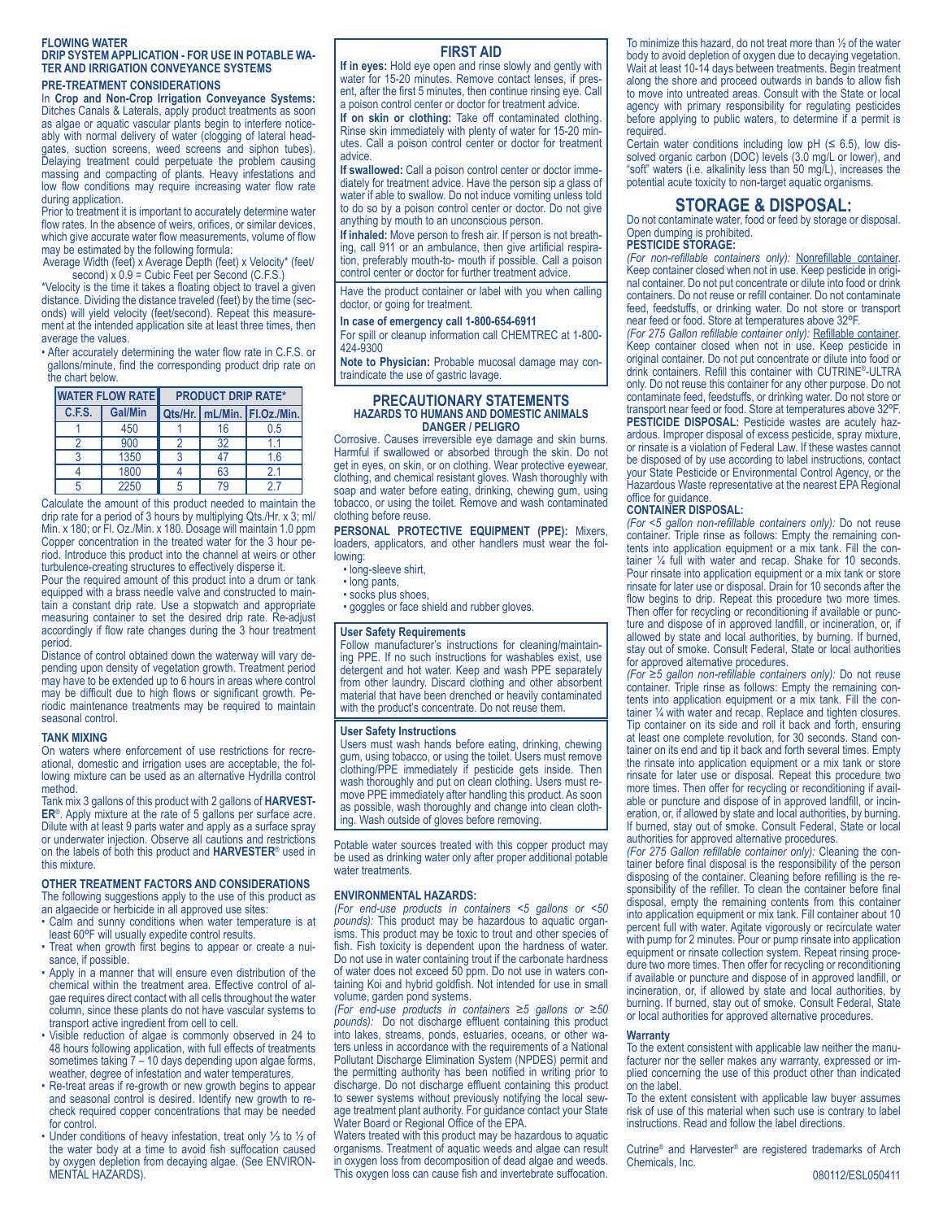**FLOWING WATER**
**DRIP SYSTEM APPLICATION - FOR USE IN POTABLE WATER AND IRRIGATION CONVEYANCE SYSTEMS**

**PRE-TREATMENT CONSIDERATIONS**

In **Crop and Non-Crop Irrigation Conveyance Systems:** Ditches Canals & Laterals, apply product treatments as soon as algae or aquatic vascular plants begin to interfere noticeably with normal delivery of water (clogging of lateral headgates, suction screens, weed screens and siphon tubes). Delaying treatment could perpetuate the problem causing massing and compacting of plants. Heavy infestations and low flow conditions may require increasing water flow rate during application.

Prior to treatment it is important to accurately determine water flow rates. In the absence of weirs, orifices, or similar devices, which give accurate water flow measurements, volume of flow may be estimated by the following formula:

Average Width (feet) x Average Depth (feet) x Velocity* (feet/second) x 0.9 = Cubic Feet per Second (C.F.S.)

*Velocity is the time it takes a floating object to travel a given distance. Dividing the distance traveled (feet) by the time (seconds) will yield velocity (feet/second). Repeat this measurement at the intended application site at least three times, then average the values.

- After accurately determining the water flow rate in C.F.S. or gallons/minute, find the corresponding product drip rate on the chart below.

| WATER FLOW RATE | | PRODUCT DRIP RATE* | | |
|---|---|---|---|---|
| C.F.S. | Gal/Min | Qts/Hr. | mL/Min. | Fl.Oz./Min. |
| 1 | 450 | 1 | 16 | 0.5 |
| 2 | 900 | 2 | 32 | 1.1 |
| 3 | 1350 | 3 | 47 | 1.6 |
| 4 | 1800 | 4 | 63 | 2.1 |
| 5 | 2250 | 5 | 79 | 2.7 |

Calculate the amount of this product needed to maintain the drip rate for a period of 3 hours by multiplying Qts./Hr. x 3; ml/Min. x 180; or Fl. Oz./Min. x 180. Dosage will maintain 1.0 ppm Copper concentration in the treated water for the 3 hour period. Introduce this product into the channel at weirs or other turbulence-creating structures to effectively disperse it.

Pour the required amount of this product into a drum or tank equipped with a brass needle valve and constructed to maintain a constant drip rate. Use a stopwatch and appropriate measuring container to set the desired drip rate. Re-adjust accordingly if flow rate changes during the 3 hour treatment period.

Distance of control obtained down the waterway will vary depending upon density of vegetation growth. Treatment period may have to be extended up to 6 hours in areas where control may be difficult due to high flows or significant growth. Periodic maintenance treatments may be required to maintain seasonal control.

**TANK MIXING**

On waters where enforcement of use restrictions for recreational, domestic and irrigation uses are acceptable, the following mixture can be used as an alternative Hydrilla control method.

Tank mix 3 gallons of this product with 2 gallons of **HARVESTER®**. Apply mixture at the rate of 5 gallons per surface acre. Dilute with at least 9 parts water and apply as a surface spray or underwater injection. Observe all cautions and restrictions on the labels of both this product and **HARVESTER®** used in this mixture.

**OTHER TREATMENT FACTORS AND CONSIDERATIONS**

The following suggestions apply to the use of this product as an algaecide or herbicide in all approved use sites:

- Calm and sunny conditions when water temperature is at least 60ºF will usually expedite control results.
- Treat when growth first begins to appear or create a nuisance, if possible.
- Apply in a manner that will ensure even distribution of the chemical within the treatment area. Effective control of algae requires direct contact with all cells throughout the water column, since these plants do not have vascular systems to transport active ingredient from cell to cell.
- Visible reduction of algae is commonly observed in 24 to 48 hours following application, with full effects of treatments sometimes taking 7 – 10 days depending upon algae forms, weather, degree of infestation and water temperatures.
- Re-treat areas if re-growth or new growth begins to appear and seasonal control is desired. Identify new growth to re-check required copper concentrations that may be needed for control.
- Under conditions of heavy infestation, treat only ⅓ to ½ of the water body at a time to avoid fish suffocation caused by oxygen depletion from decaying algae. (See ENVIRONMENTAL HAZARDS).

## FIRST AID

**If in eyes:** Hold eye open and rinse slowly and gently with water for 15-20 minutes. Remove contact lenses, if present, after the first 5 minutes, then continue rinsing eye. Call a poison control center or doctor for treatment advice.

**If on skin or clothing:** Take off contaminated clothing. Rinse skin immediately with plenty of water for 15-20 minutes. Call a poison control center or doctor for treatment advice.

**If swallowed:** Call a poison control center or doctor immediately for treatment advice. Have the person sip a glass of water if able to swallow. Do not induce vomiting unless told to do so by a poison control center or doctor. Do not give anything by mouth to an unconscious person.

**If inhaled:** Move person to fresh air. If person is not breathing, call 911 or an ambulance, then give artificial respiration, preferably mouth-to- mouth if possible. Call a poison control center or doctor for further treatment advice.

Have the product container or label with you when calling doctor, or going for treatment.

**In case of emergency call 1-800-654-6911**

For spill or cleanup information call CHEMTREC at 1-800-424-9300

**Note to Physician:** Probable mucosal damage may contraindicate the use of gastric lavage.

## PRECAUTIONARY STATEMENTS
**HAZARDS TO HUMANS AND DOMESTIC ANIMALS**
**DANGER / PELIGRO**

Corrosive. Causes irreversible eye damage and skin burns. Harmful if swallowed or absorbed through the skin. Do not get in eyes, on skin, or on clothing. Wear protective eyewear, clothing, and chemical resistant gloves. Wash thoroughly with soap and water before eating, drinking, chewing gum, using tobacco, or using the toilet. Remove and wash contaminated clothing before reuse.

**PERSONAL PROTECTIVE EQUIPMENT (PPE):** Mixers, loaders, applicators, and other handlers must wear the following:

- long-sleeve shirt,
- long pants,
- socks plus shoes,
- goggles or face shield and rubber gloves.

**User Safety Requirements**

Follow manufacturer's instructions for cleaning/maintaining PPE. If no such instructions for washables exist, use detergent and hot water. Keep and wash PPE separately from other laundry. Discard clothing and other absorbent material that have been drenched or heavily contaminated with the product's concentrate. Do not reuse them.

**User Safety Instructions**

Users must wash hands before eating, drinking, chewing gum, using tobacco, or using the toilet. Users must remove clothing/PPE immediately if pesticide gets inside. Then wash thoroughly and put on clean clothing. Users must remove PPE immediately after handling this product. As soon as possible, wash thoroughly and change into clean clothing. Wash outside of gloves before removing.

Potable water sources treated with this copper product may be used as drinking water only after proper additional potable water treatments.

**ENVIRONMENTAL HAZARDS:**

*(For end-use products in containers <5 gallons or <50 pounds):* This product may be hazardous to aquatic organisms. This product may be toxic to trout and other species of fish. Fish toxicity is dependent upon the hardness of water. Do not use in water containing trout if the carbonate hardness of water does not exceed 50 ppm. Do not use in waters containing Koi and hybrid goldfish. Not intended for use in small volume, garden pond systems.

*(For end-use products in containers ≥5 gallons or ≥50 pounds):* Do not discharge effluent containing this product into lakes, streams, ponds, estuaries, oceans, or other waters unless in accordance with the requirements of a National Pollutant Discharge Elimination System (NPDES) permit and the permitting authority has been notified in writing prior to discharge. Do not discharge effluent containing this product to sewer systems without previously notifying the local sewage treatment plant authority. For guidance contact your State Water Board or Regional Office of the EPA.

Waters treated with this product may be hazardous to aquatic organisms. Treatment of aquatic weeds and algae can result in oxygen loss from decomposition of dead algae and weeds. This oxygen loss can cause fish and invertebrate suffocation. To minimize this hazard, do not treat more than ½ of the water body to avoid depletion of oxygen due to decaying vegetation. Wait at least 10-14 days between treatments. Begin treatment along the shore and proceed outwards in bands to allow fish to move into untreated areas. Consult with the State or local agency with primary responsibility for regulating pesticides before applying to public waters, to determine if a permit is required.

Certain water conditions including low pH (≤ 6.5), low dissolved organic carbon (DOC) levels (3.0 mg/L or lower), and "soft" waters (i.e. alkalinity less than 50 mg/L), increases the potential acute toxicity to non-target aquatic organisms.

## STORAGE & DISPOSAL:

Do not contaminate water, food or feed by storage or disposal. Open dumping is prohibited.

**PESTICIDE STORAGE:**

*(For non-refillable containers only):* Nonrefillable container. Keep container closed when not in use. Keep pesticide in original container. Do not put concentrate or dilute into food or drink containers. Do not reuse or refill container. Do not contaminate feed, feedstuffs, or drinking water. Do not store or transport near feed or food. Store at temperatures above 32ºF.

*(For 275 Gallon refillable container only):* Refillable container. Keep container closed when not in use. Keep pesticide in original container. Do not put concentrate or dilute into food or drink containers. Refill this container with CUTRINE®-ULTRA only. Do not reuse this container for any other purpose. Do not contaminate feed, feedstuffs, or drinking water. Do not store or transport near feed or food. Store at temperatures above 32ºF.

**PESTICIDE DISPOSAL:** Pesticide wastes are acutely hazardous. Improper disposal of excess pesticide, spray mixture, or rinsate is a violation of Federal Law. If these wastes cannot be disposed of by use according to label instructions, contact your State Pesticide or Environmental Control Agency, or the Hazardous Waste representative at the nearest EPA Regional office for guidance.

**CONTAINER DISPOSAL:**

*(For <5 gallon non-refillable containers only):* Do not reuse container. Triple rinse as follows: Empty the remaining contents into application equipment or a mix tank. Fill the container ¼ full with water and recap. Shake for 10 seconds. Pour rinsate into application equipment or a mix tank or store rinsate for later use or disposal. Drain for 10 seconds after the flow begins to drip. Repeat this procedure two more times. Then offer for recycling or reconditioning if available or puncture and dispose of in approved landfill, or incineration, or, if allowed by state and local authorities, by burning. If burned, stay out of smoke. Consult Federal, State or local authorities for approved alternative procedures.

*(For ≥5 gallon non-refillable containers only):* Do not reuse container. Triple rinse as follows: Empty the remaining contents into application equipment or a mix tank. Fill the container ¼ with water and recap. Replace and tighten closures. Tip container on its side and roll it back and forth, ensuring at least one complete revolution, for 30 seconds. Stand container on its end and tip it back and forth several times. Empty the rinsate into application equipment or a mix tank or store rinsate for later use or disposal. Repeat this procedure two more times. Then offer for recycling or reconditioning if available or puncture and dispose of in approved landfill, or incineration, or, if allowed by state and local authorities, by burning. If burned, stay out of smoke. Consult Federal, State or local authorities for approved alternative procedures.

*(For 275 Gallon refillable container only):* Cleaning the container before final disposal is the responsibility of the person disposing of the container. Cleaning before refilling is the responsibility of the refiller. To clean the container before final disposal, empty the remaining contents from this container into application equipment or mix tank. Fill container about 10 percent full with water. Agitate vigorously or recirculate water with pump for 2 minutes. Pour or pump rinsate into application equipment or rinsate collection system. Repeat rinsing procedure two more times. Then offer for recycling or reconditioning if available or puncture and dispose of in approved landfill, or incineration, or, if allowed by state and local authorities, by burning. If burned, stay out of smoke. Consult Federal, State or local authorities for approved alternative procedures.

**Warranty**

To the extent consistent with applicable law neither the manufacturer nor the seller makes any warranty, expressed or implied concerning the use of this product other than indicated on the label.

To the extent consistent with applicable law buyer assumes risk of use of this material when such use is contrary to label instructions. Read and follow the label directions.

Cutrine® and Harvester® are registered trademarks of Arch Chemicals, Inc.

080112/ESL050411